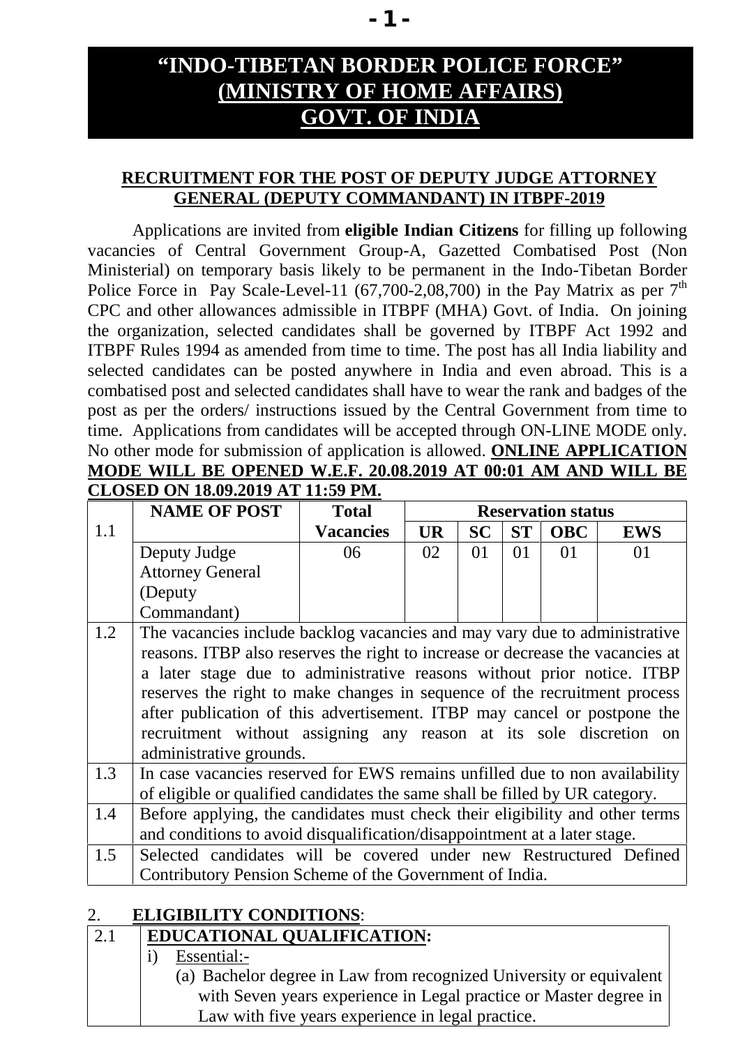# "INDO-TIBETAN BORDER POLICE FORCE"
# (MINISTRY OF HOME AFFAIRS)
# GOVT. OF INDIA

## RECRUITMENT FOR THE POST OF DEPUTY JUDGE ATTORNEY GENERAL (DEPUTY COMMANDANT) IN ITBPF-2019

Applications are invited from **eligible Indian Citizens** for filling up following vacancies of Central Government Group-A, Gazetted Combatised Post (Non Ministerial) on temporary basis likely to be permanent in the Indo-Tibetan Border Police Force in Pay Scale-Level-11 (67,700-2,08,700) in the Pay Matrix as per 7th CPC and other allowances admissible in ITBPF (MHA) Govt. of India. On joining the organization, selected candidates shall be governed by ITBPF Act 1992 and ITBPF Rules 1994 as amended from time to time. The post has all India liability and selected candidates can be posted anywhere in India and even abroad. This is a combatised post and selected candidates shall have to wear the rank and badges of the post as per the orders/ instructions issued by the Central Government from time to time. Applications from candidates will be accepted through ON-LINE MODE only. No other mode for submission of application is allowed. **ONLINE APPLICATION MODE WILL BE OPENED W.E.F. 20.08.2019 AT 00:01 AM AND WILL BE CLOSED ON 18.09.2019 AT 11:59 PM.**

| 1.1 | NAME OF POST | Total Vacancies | Reservation status | | | | |
|---|---|---|---|---|---|---|---|
| | | | UR | SC | ST | OBC | EWS |
| | Deputy Judge Attorney General (Deputy Commandant) | 06 | 02 | 01 | 01 | 01 | 01 |

| | |
|---|---|
| 1.2 | The vacancies include backlog vacancies and may vary due to administrative reasons. ITBP also reserves the right to increase or decrease the vacancies at a later stage due to administrative reasons without prior notice. ITBP reserves the right to make changes in sequence of the recruitment process after publication of this advertisement. ITBP may cancel or postpone the recruitment without assigning any reason at its sole discretion on administrative grounds. |
| 1.3 | In case vacancies reserved for EWS remains unfilled due to non availability of eligible or qualified candidates the same shall be filled by UR category. |
| 1.4 | Before applying, the candidates must check their eligibility and other terms and conditions to avoid disqualification/disappointment at a later stage. |
| 1.5 | Selected candidates will be covered under new Restructured Defined Contributory Pension Scheme of the Government of India. |

## 2. ELIGIBILITY CONDITIONS:

| | |
|---|---|
| 2.1 | **EDUCATIONAL QUALIFICATION:** |
| | i) Essential:- |
| | (a) Bachelor degree in Law from recognized University or equivalent with Seven years experience in Legal practice or Master degree in Law with five years experience in legal practice. |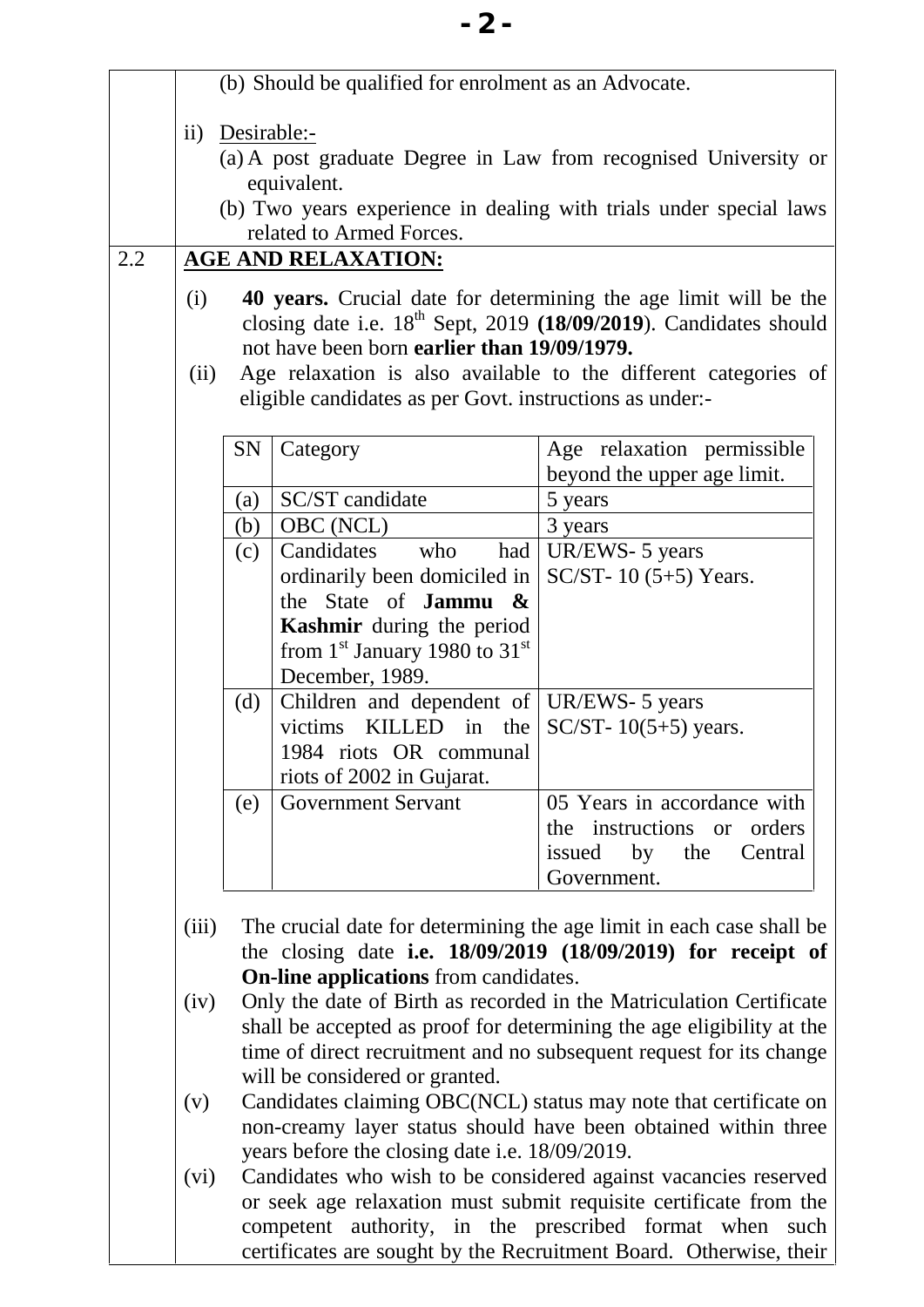(b) Should be qualified for enrolment as an Advocate.

ii) Desirable:-

(a) A post graduate Degree in Law from recognised University or equivalent.

(b) Two years experience in dealing with trials under special laws related to Armed Forces.

2.2 **AGE AND RELAXATION:**

(i) **40 years.** Crucial date for determining the age limit will be the closing date i.e. 18th Sept, 2019 **(18/09/2019**). Candidates should not have been born **earlier than 19/09/1979.**

(ii) Age relaxation is also available to the different categories of eligible candidates as per Govt. instructions as under:-

| SN | Category | Age relaxation permissible beyond the upper age limit. |
|---|---|---|
| (a) | SC/ST candidate | 5 years |
| (b) | OBC (NCL) | 3 years |
| (c) | Candidates who had ordinarily been domiciled in the State of **Jammu & Kashmir** during the period from 1st January 1980 to 31st December, 1989. | UR/EWS- 5 years SC/ST- 10 (5+5) Years. |
| (d) | Children and dependent of victims KILLED in the 1984 riots OR communal riots of 2002 in Gujarat. | UR/EWS- 5 years SC/ST- 10(5+5) years. |
| (e) | Government Servant | 05 Years in accordance with the instructions or orders issued by the Central Government. |

(iii) The crucial date for determining the age limit in each case shall be the closing date **i.e. 18/09/2019 (18/09/2019) for receipt of On-line applications** from candidates.

(iv) Only the date of Birth as recorded in the Matriculation Certificate shall be accepted as proof for determining the age eligibility at the time of direct recruitment and no subsequent request for its change will be considered or granted.

(v) Candidates claiming OBC(NCL) status may note that certificate on non-creamy layer status should have been obtained within three years before the closing date i.e. 18/09/2019.

(vi) Candidates who wish to be considered against vacancies reserved or seek age relaxation must submit requisite certificate from the competent authority, in the prescribed format when such certificates are sought by the Recruitment Board. Otherwise, their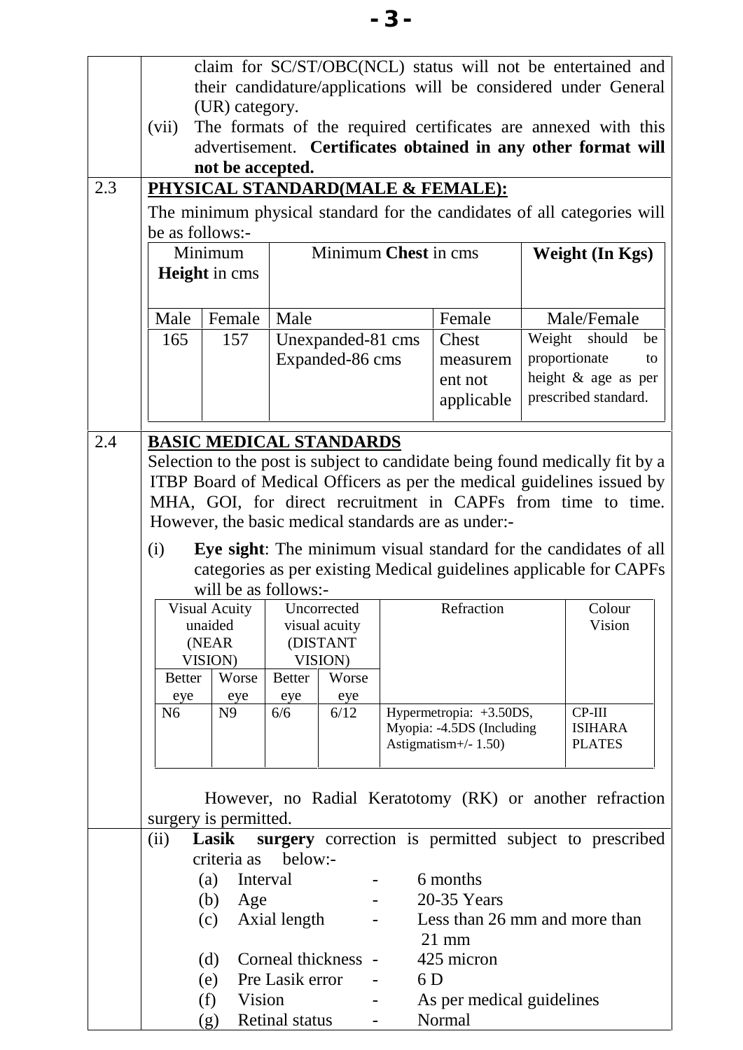claim for SC/ST/OBC(NCL) status will not be entertained and their candidature/applications will be considered under General (UR) category.

(vii) The formats of the required certificates are annexed with this advertisement. **Certificates obtained in any other format will not be accepted.**

**2.3 PHYSICAL STANDARD(MALE & FEMALE):**

The minimum physical standard for the candidates of all categories will be as follows:-

| Minimum **Height** in cms | | Minimum **Chest** in cms | | **Weight (In Kgs)** |
|---|---|---|---|---|
| Male | Female | Male | Female | Male/Female |
| 165 | 157 | Unexpanded-81 cms<br>Expanded-86 cms | Chest measurement not applicable | Weight should be proportionate to height & age as per prescribed standard. |

**2.4 BASIC MEDICAL STANDARDS**

Selection to the post is subject to candidate being found medically fit by a ITBP Board of Medical Officers as per the medical guidelines issued by MHA, GOI, for direct recruitment in CAPFs from time to time. However, the basic medical standards are as under:-

(i) **Eye sight**: The minimum visual standard for the candidates of all categories as per existing Medical guidelines applicable for CAPFs will be as follows:-

| Visual Acuity unaided (NEAR VISION) | | Uncorrected visual acuity (DISTANT VISION) | | Refraction | Colour Vision |
|---|---|---|---|---|---|
| Better eye | Worse eye | Better eye | Worse eye | | |
| N6 | N9 | 6/6 | 6/12 | Hypermetropia: +3.50DS, Myopia: -4.5DS (Including Astigmatism+/- 1.50) | CP-III ISIHARA PLATES |

However, no Radial Keratotomy (RK) or another refraction surgery is permitted.

(ii) **Lasik surgery** correction is permitted subject to prescribed criteria as below:-

- (a) Interval - 6 months
- (b) Age - 20-35 Years
- (c) Axial length - Less than 26 mm and more than 21 mm
- (d) Corneal thickness - 425 micron
- (e) Pre Lasik error - 6 D
- (f) Vision - As per medical guidelines
- (g) Retinal status - Normal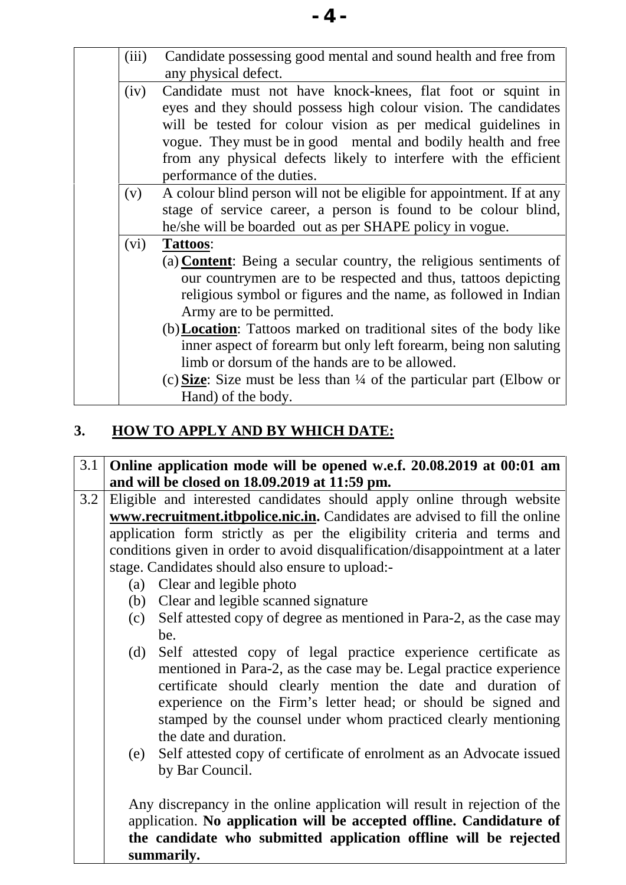| | | |
|---|---|---|
| | (iii) | Candidate possessing good mental and sound health and free from any physical defect. |
| | (iv) | Candidate must not have knock-knees, flat foot or squint in eyes and they should possess high colour vision. The candidates will be tested for colour vision as per medical guidelines in vogue. They must be in good mental and bodily health and free from any physical defects likely to interfere with the efficient performance of the duties. |
| | (v) | A colour blind person will not be eligible for appointment. If at any stage of service career, a person is found to be colour blind, he/she will be boarded out as per SHAPE policy in vogue. |
| | (vi) | **Tattoos**:<br>(a) **Content**: Being a secular country, the religious sentiments of our countrymen are to be respected and thus, tattoos depicting religious symbol or figures and the name, as followed in Indian Army are to be permitted.<br>(b) **Location**: Tattoos marked on traditional sites of the body like inner aspect of forearm but only left forearm, being non saluting limb or dorsum of the hands are to be allowed.<br>(c) **Size**: Size must be less than ¼ of the particular part (Elbow or Hand) of the body. |

## 3. HOW TO APPLY AND BY WHICH DATE:

| | |
|---|---|
| 3.1 | **Online application mode will be opened w.e.f. 20.08.2019 at 00:01 am and will be closed on 18.09.2019 at 11:59 pm.** |
| 3.2 | Eligible and interested candidates should apply online through website **www.recruitment.itbpolice.nic.in.** Candidates are advised to fill the online application form strictly as per the eligibility criteria and terms and conditions given in order to avoid disqualification/disappointment at a later stage. Candidates should also ensure to upload:-<br>(a) Clear and legible photo<br>(b) Clear and legible scanned signature<br>(c) Self attested copy of degree as mentioned in Para-2, as the case may be.<br>(d) Self attested copy of legal practice experience certificate as mentioned in Para-2, as the case may be. Legal practice experience certificate should clearly mention the date and duration of experience on the Firm's letter head; or should be signed and stamped by the counsel under whom practiced clearly mentioning the date and duration.<br>(e) Self attested copy of certificate of enrolment as an Advocate issued by Bar Council.<br><br>Any discrepancy in the online application will result in rejection of the application. **No application will be accepted offline. Candidature of the candidate who submitted application offline will be rejected summarily.** |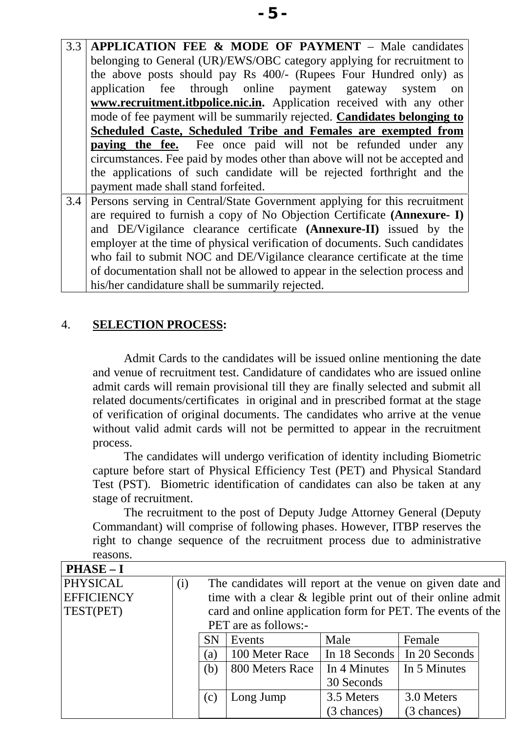| | |
|---|---|
| 3.3 | **APPLICATION FEE & MODE OF PAYMENT** – Male candidates belonging to General (UR)/EWS/OBC category applying for recruitment to the above posts should pay Rs 400/- (Rupees Four Hundred only) as application fee through online payment gateway system on **www.recruitment.itbpolice.nic.in.** Application received with any other mode of fee payment will be summarily rejected. **Candidates belonging to Scheduled Caste, Scheduled Tribe and Females are exempted from paying the fee.** Fee once paid will not be refunded under any circumstances. Fee paid by modes other than above will not be accepted and the applications of such candidate will be rejected forthright and the payment made shall stand forfeited. |
| 3.4 | Persons serving in Central/State Government applying for this recruitment are required to furnish a copy of No Objection Certificate **(Annexure- I)** and DE/Vigilance clearance certificate **(Annexure-II)** issued by the employer at the time of physical verification of documents. Such candidates who fail to submit NOC and DE/Vigilance clearance certificate at the time of documentation shall not be allowed to appear in the selection process and his/her candidature shall be summarily rejected. |

## 4. SELECTION PROCESS:

Admit Cards to the candidates will be issued online mentioning the date and venue of recruitment test. Candidature of candidates who are issued online admit cards will remain provisional till they are finally selected and submit all related documents/certificates in original and in prescribed format at the stage of verification of original documents. The candidates who arrive at the venue without valid admit cards will not be permitted to appear in the recruitment process.

The candidates will undergo verification of identity including Biometric capture before start of Physical Efficiency Test (PET) and Physical Standard Test (PST). Biometric identification of candidates can also be taken at any stage of recruitment.

The recruitment to the post of Deputy Judge Attorney General (Deputy Commandant) will comprise of following phases. However, ITBP reserves the right to change sequence of the recruitment process due to administrative reasons.

**PHASE – I**

PHYSICAL EFFICIENCY TEST(PET)

(i) The candidates will report at the venue on given date and time with a clear & legible print out of their online admit card and online application form for PET. The events of the PET are as follows:-

| SN | Events | Male | Female |
|---|---|---|---|
| (a) | 100 Meter Race | In 18 Seconds | In 20 Seconds |
| (b) | 800 Meters Race | In 4 Minutes 30 Seconds | In 5 Minutes |
| (c) | Long Jump | 3.5 Meters (3 chances) | 3.0 Meters (3 chances) |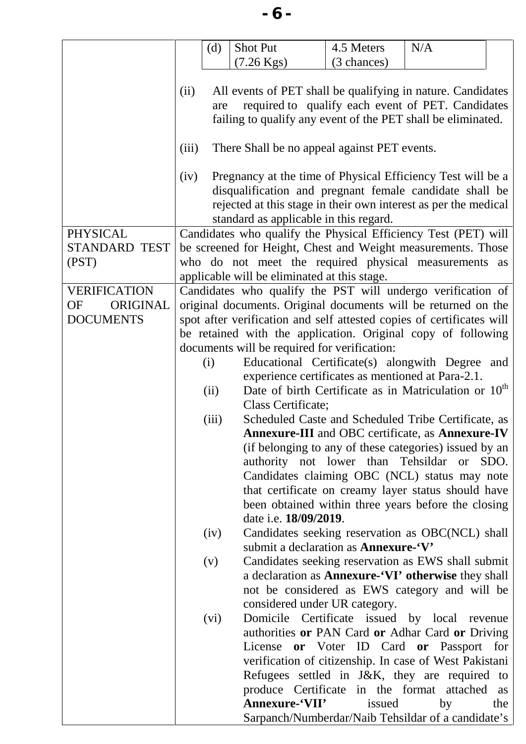| | |
|---|---|
| | (d) Shot Put (7.26 Kgs) — 4.5 Meters (3 chances) — N/A<br><br>(ii) All events of PET shall be qualifying in nature. Candidates are required to qualify each event of PET. Candidates failing to qualify any event of the PET shall be eliminated.<br><br>(iii) There Shall be no appeal against PET events.<br><br>(iv) Pregnancy at the time of Physical Efficiency Test will be a disqualification and pregnant female candidate shall be rejected at this stage in their own interest as per the medical standard as applicable in this regard. |
| PHYSICAL STANDARD TEST (PST) | Candidates who qualify the Physical Efficiency Test (PET) will be screened for Height, Chest and Weight measurements. Those who do not meet the required physical measurements as applicable will be eliminated at this stage. |
| VERIFICATION OF ORIGINAL DOCUMENTS | Candidates who qualify the PST will undergo verification of original documents. Original documents will be returned on the spot after verification and self attested copies of certificates will be retained with the application. Original copy of following documents will be required for verification:<br>(i) Educational Certificate(s) alongwith Degree and experience certificates as mentioned at Para-2.1.<br>(ii) Date of birth Certificate as in Matriculation or 10th Class Certificate;<br>(iii) Scheduled Caste and Scheduled Tribe Certificate, as **Annexure-III** and OBC certificate, as **Annexure-IV** (if belonging to any of these categories) issued by an authority not lower than Tehsildar or SDO. Candidates claiming OBC (NCL) status may note that certificate on creamy layer status should have been obtained within three years before the closing date i.e. **18/09/2019**.<br>(iv) Candidates seeking reservation as OBC(NCL) shall submit a declaration as **Annexure-'V'**<br>(v) Candidates seeking reservation as EWS shall submit a declaration as **Annexure-'VI' otherwise** they shall not be considered as EWS category and will be considered under UR category.<br>(vi) Domicile Certificate issued by local revenue authorities **or** PAN Card **or** Adhar Card **or** Driving License **or** Voter ID Card **or** Passport for verification of citizenship. In case of West Pakistani Refugees settled in J&K, they are required to produce Certificate in the format attached as **Annexure-'VII'** issued by the Sarpanch/Numberdar/Naib Tehsildar of a candidate's |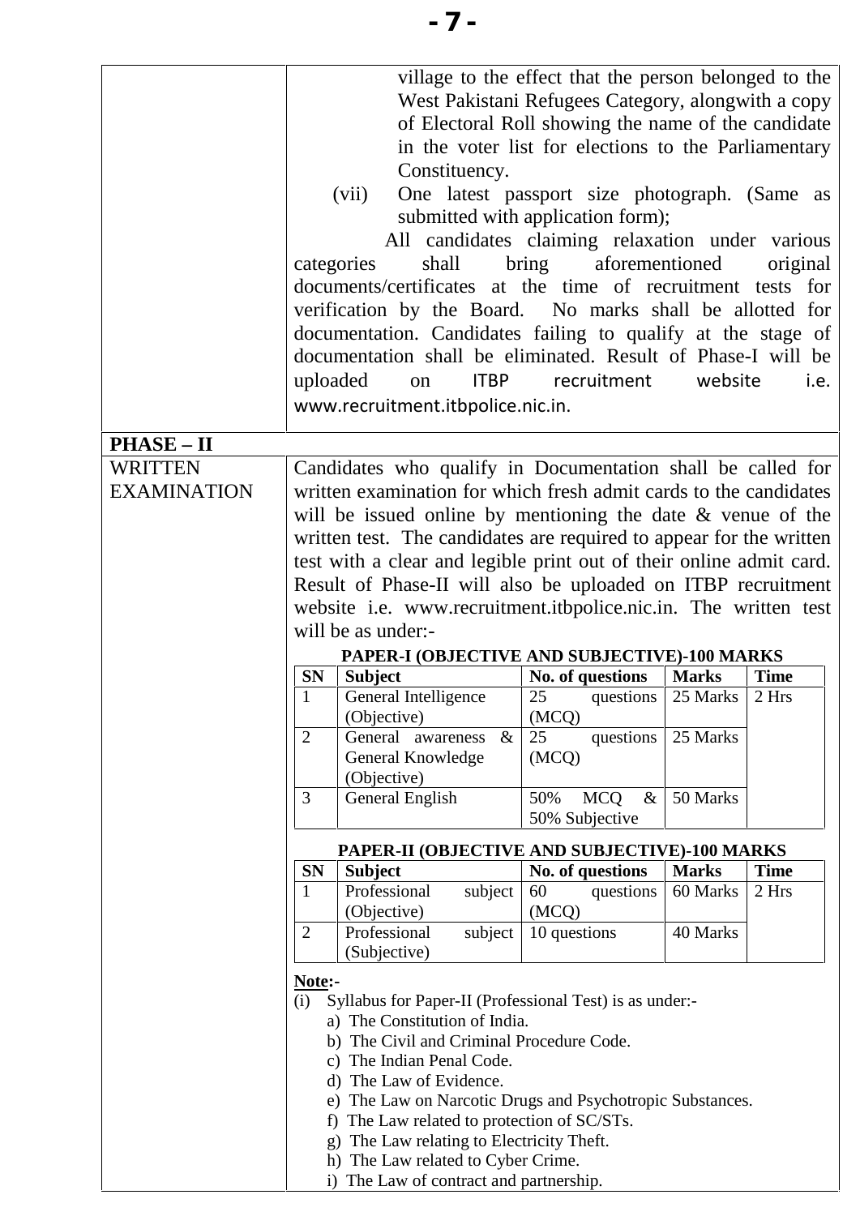| | |
|---|---|
| | village to the effect that the person belonged to the West Pakistani Refugees Category, alongwith a copy of Electoral Roll showing the name of the candidate in the voter list for elections to the Parliamentary Constituency.<br>(vii) One latest passport size photograph. (Same as submitted with application form);<br>All candidates claiming relaxation under various categories shall bring aforementioned original documents/certificates at the time of recruitment tests for verification by the Board. No marks shall be allotted for documentation. Candidates failing to qualify at the stage of documentation shall be eliminated. Result of Phase-I will be uploaded on ITBP recruitment website i.e. www.recruitment.itbpolice.nic.in. |
| **PHASE – II** | |
| WRITTEN EXAMINATION | Candidates who qualify in Documentation shall be called for written examination for which fresh admit cards to the candidates will be issued online by mentioning the date & venue of the written test. The candidates are required to appear for the written test with a clear and legible print out of their online admit card. Result of Phase-II will also be uploaded on ITBP recruitment website i.e. www.recruitment.itbpolice.nic.in. The written test will be as under:- |

**PAPER-I (OBJECTIVE AND SUBJECTIVE)-100 MARKS**

| SN | Subject | No. of questions | Marks | Time |
|---|---|---|---|---|
| 1 | General Intelligence (Objective) | 25 questions (MCQ) | 25 Marks | 2 Hrs |
| 2 | General awareness & General Knowledge (Objective) | 25 questions (MCQ) | 25 Marks | |
| 3 | General English | 50% MCQ & 50% Subjective | 50 Marks | |

**PAPER-II (OBJECTIVE AND SUBJECTIVE)-100 MARKS**

| SN | Subject | No. of questions | Marks | Time |
|---|---|---|---|---|
| 1 | Professional subject (Objective) | 60 questions (MCQ) | 60 Marks | 2 Hrs |
| 2 | Professional subject (Subjective) | 10 questions | 40 Marks | |

**Note:-**

(i) Syllabus for Paper-II (Professional Test) is as under:-
- a) The Constitution of India.
- b) The Civil and Criminal Procedure Code.
- c) The Indian Penal Code.
- d) The Law of Evidence.
- e) The Law on Narcotic Drugs and Psychotropic Substances.
- f) The Law related to protection of SC/STs.
- g) The Law relating to Electricity Theft.
- h) The Law related to Cyber Crime.
- i) The Law of contract and partnership.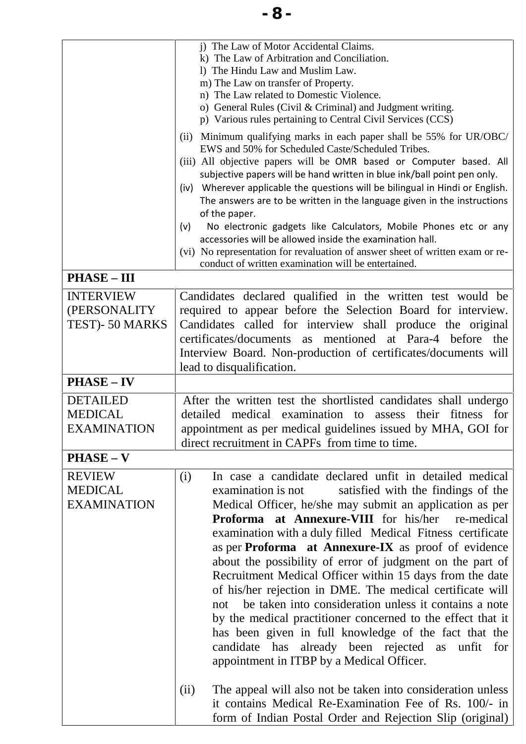| | |
|---|---|
| | j) The Law of Motor Accidental Claims.<br>k) The Law of Arbitration and Conciliation.<br>l) The Hindu Law and Muslim Law.<br>m) The Law on transfer of Property.<br>n) The Law related to Domestic Violence.<br>o) General Rules (Civil & Criminal) and Judgment writing.<br>p) Various rules pertaining to Central Civil Services (CCS)<br><br>(ii) Minimum qualifying marks in each paper shall be 55% for UR/OBC/ EWS and 50% for Scheduled Caste/Scheduled Tribes.<br>(iii) All objective papers will be OMR based or Computer based. All subjective papers will be hand written in blue ink/ball point pen only.<br>(iv) Wherever applicable the questions will be bilingual in Hindi or English. The answers are to be written in the language given in the instructions of the paper.<br>(v) No electronic gadgets like Calculators, Mobile Phones etc or any accessories will be allowed inside the examination hall.<br>(vi) No representation for revaluation of answer sheet of written exam or re-conduct of written examination will be entertained. |
| **PHASE – III** | |
| INTERVIEW (PERSONALITY TEST)- 50 MARKS | Candidates declared qualified in the written test would be required to appear before the Selection Board for interview. Candidates called for interview shall produce the original certificates/documents as mentioned at Para-4 before the Interview Board. Non-production of certificates/documents will lead to disqualification. |
| **PHASE – IV** | |
| DETAILED MEDICAL EXAMINATION | After the written test the shortlisted candidates shall undergo detailed medical examination to assess their fitness for appointment as per medical guidelines issued by MHA, GOI for direct recruitment in CAPFs from time to time. |
| **PHASE – V** | |
| REVIEW MEDICAL EXAMINATION | (i) In case a candidate declared unfit in detailed medical examination is not satisfied with the findings of the Medical Officer, he/she may submit an application as per **Proforma at Annexure-VIII** for his/her re-medical examination with a duly filled Medical Fitness certificate as per **Proforma at Annexure-IX** as proof of evidence about the possibility of error of judgment on the part of Recruitment Medical Officer within 15 days from the date of his/her rejection in DME. The medical certificate will not be taken into consideration unless it contains a note by the medical practitioner concerned to the effect that it has been given in full knowledge of the fact that the candidate has already been rejected as unfit for appointment in ITBP by a Medical Officer.<br><br>(ii) The appeal will also not be taken into consideration unless it contains Medical Re-Examination Fee of Rs. 100/- in form of Indian Postal Order and Rejection Slip (original) |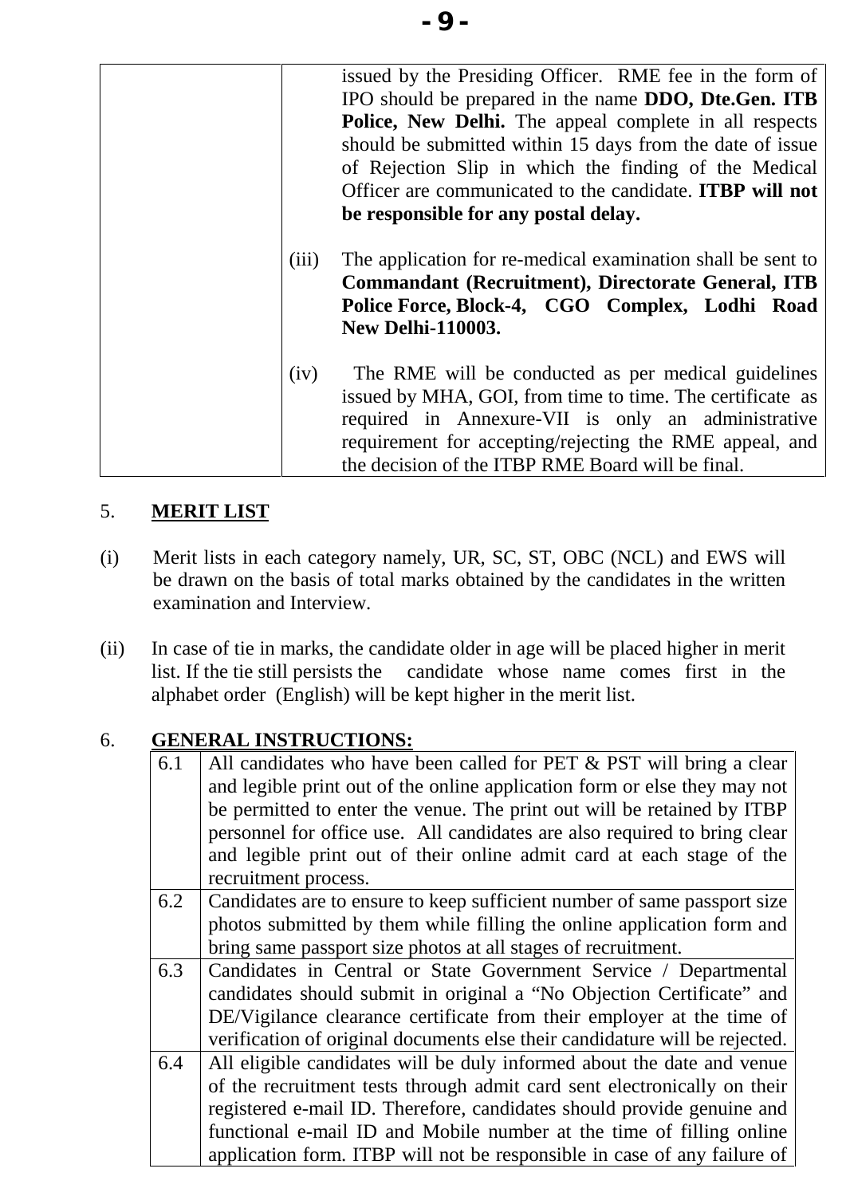| | |
|---|---|
| | issued by the Presiding Officer. RME fee in the form of IPO should be prepared in the name **DDO, Dte.Gen. ITB Police, New Delhi.** The appeal complete in all respects should be submitted within 15 days from the date of issue of Rejection Slip in which the finding of the Medical Officer are communicated to the candidate. **ITBP will not be responsible for any postal delay.**<br><br>(iii) The application for re-medical examination shall be sent to **Commandant (Recruitment), Directorate General, ITB Police Force, Block-4, CGO Complex, Lodhi Road New Delhi-110003.**<br><br>(iv) The RME will be conducted as per medical guidelines issued by MHA, GOI, from time to time. The certificate as required in Annexure-VII is only an administrative requirement for accepting/rejecting the RME appeal, and the decision of the ITBP RME Board will be final. |

5. **MERIT LIST**

(i) Merit lists in each category namely, UR, SC, ST, OBC (NCL) and EWS will be drawn on the basis of total marks obtained by the candidates in the written examination and Interview.

(ii) In case of tie in marks, the candidate older in age will be placed higher in merit list. If the tie still persists the candidate whose name comes first in the alphabet order (English) will be kept higher in the merit list.

6. **GENERAL INSTRUCTIONS:**

| | |
|---|---|
| 6.1 | All candidates who have been called for PET & PST will bring a clear and legible print out of the online application form or else they may not be permitted to enter the venue. The print out will be retained by ITBP personnel for office use. All candidates are also required to bring clear and legible print out of their online admit card at each stage of the recruitment process. |
| 6.2 | Candidates are to ensure to keep sufficient number of same passport size photos submitted by them while filling the online application form and bring same passport size photos at all stages of recruitment. |
| 6.3 | Candidates in Central or State Government Service / Departmental candidates should submit in original a "No Objection Certificate" and DE/Vigilance clearance certificate from their employer at the time of verification of original documents else their candidature will be rejected. |
| 6.4 | All eligible candidates will be duly informed about the date and venue of the recruitment tests through admit card sent electronically on their registered e-mail ID. Therefore, candidates should provide genuine and functional e-mail ID and Mobile number at the time of filling online application form. ITBP will not be responsible in case of any failure of |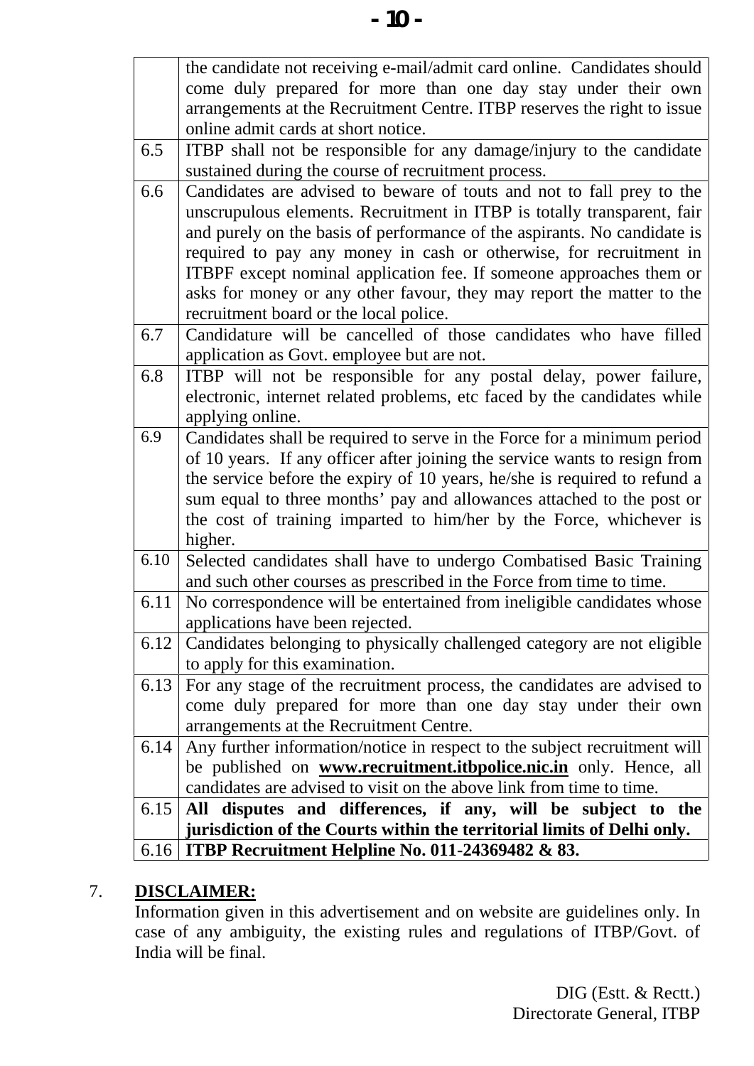| | |
|---|---|
| | the candidate not receiving e-mail/admit card online. Candidates should come duly prepared for more than one day stay under their own arrangements at the Recruitment Centre. ITBP reserves the right to issue online admit cards at short notice. |
| 6.5 | ITBP shall not be responsible for any damage/injury to the candidate sustained during the course of recruitment process. |
| 6.6 | Candidates are advised to beware of touts and not to fall prey to the unscrupulous elements. Recruitment in ITBP is totally transparent, fair and purely on the basis of performance of the aspirants. No candidate is required to pay any money in cash or otherwise, for recruitment in ITBPF except nominal application fee. If someone approaches them or asks for money or any other favour, they may report the matter to the recruitment board or the local police. |
| 6.7 | Candidature will be cancelled of those candidates who have filled application as Govt. employee but are not. |
| 6.8 | ITBP will not be responsible for any postal delay, power failure, electronic, internet related problems, etc faced by the candidates while applying online. |
| 6.9 | Candidates shall be required to serve in the Force for a minimum period of 10 years. If any officer after joining the service wants to resign from the service before the expiry of 10 years, he/she is required to refund a sum equal to three months' pay and allowances attached to the post or the cost of training imparted to him/her by the Force, whichever is higher. |
| 6.10 | Selected candidates shall have to undergo Combatised Basic Training and such other courses as prescribed in the Force from time to time. |
| 6.11 | No correspondence will be entertained from ineligible candidates whose applications have been rejected. |
| 6.12 | Candidates belonging to physically challenged category are not eligible to apply for this examination. |
| 6.13 | For any stage of the recruitment process, the candidates are advised to come duly prepared for more than one day stay under their own arrangements at the Recruitment Centre. |
| 6.14 | Any further information/notice in respect to the subject recruitment will be published on **www.recruitment.itbpolice.nic.in** only. Hence, all candidates are advised to visit on the above link from time to time. |
| 6.15 | **All disputes and differences, if any, will be subject to the jurisdiction of the Courts within the territorial limits of Delhi only.** |
| 6.16 | **ITBP Recruitment Helpline No. 011-24369482 & 83.** |

7. **DISCLAIMER:**

Information given in this advertisement and on website are guidelines only. In case of any ambiguity, the existing rules and regulations of ITBP/Govt. of India will be final.

DIG (Estt. & Rectt.)
Directorate General, ITBP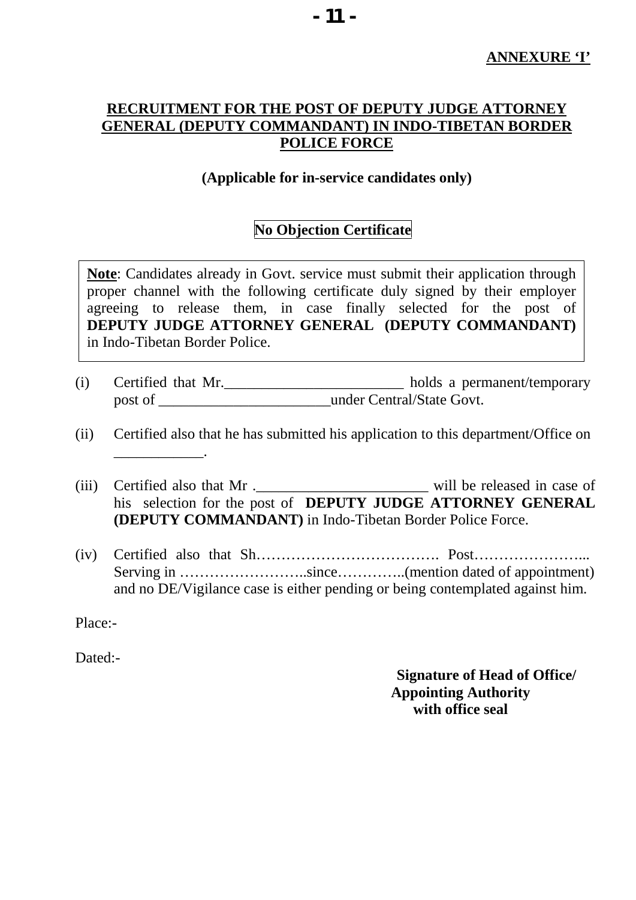**ANNEXURE 'I'**

## RECRUITMENT FOR THE POST OF DEPUTY JUDGE ATTORNEY GENERAL (DEPUTY COMMANDANT) IN INDO-TIBETAN BORDER POLICE FORCE

**(Applicable for in-service candidates only)**

### No Objection Certificate

> **Note**: Candidates already in Govt. service must submit their application through proper channel with the following certificate duly signed by their employer agreeing to release them, in case finally selected for the post of **DEPUTY JUDGE ATTORNEY GENERAL (DEPUTY COMMANDANT)** in Indo-Tibetan Border Police.

(i) Certified that Mr.________________________ holds a permanent/temporary post of _______________________under Central/State Govt.

(ii) Certified also that he has submitted his application to this department/Office on ____________.

(iii) Certified also that Mr ._______________________ will be released in case of his selection for the post of **DEPUTY JUDGE ATTORNEY GENERAL (DEPUTY COMMANDANT)** in Indo-Tibetan Border Police Force.

(iv) Certified also that Sh………………………………. Post…………………... Serving in ……………………..since…………..(mention dated of appointment) and no DE/Vigilance case is either pending or being contemplated against him.

Place:-

Dated:-

**Signature of Head of Office/**
**Appointing Authority**
**with office seal**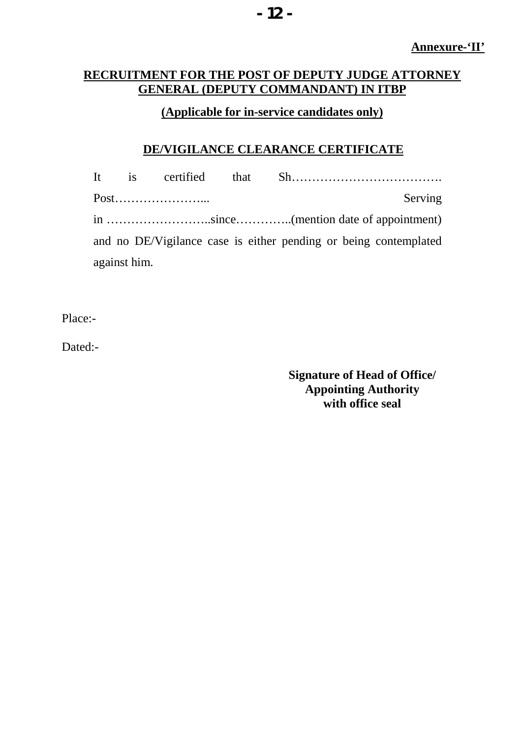**Annexure-'II'**

**RECRUITMENT FOR THE POST OF DEPUTY JUDGE ATTORNEY GENERAL (DEPUTY COMMANDANT) IN ITBP**

**(Applicable for in-service candidates only)**

**DE/VIGILANCE CLEARANCE CERTIFICATE**

It is certified that Sh………………………………. Post…………………... Serving in ……………………..since…………..(mention date of appointment) and no DE/Vigilance case is either pending or being contemplated against him.

Place:-

Dated:-

**Signature of Head of Office/**
**Appointing Authority**
**with office seal**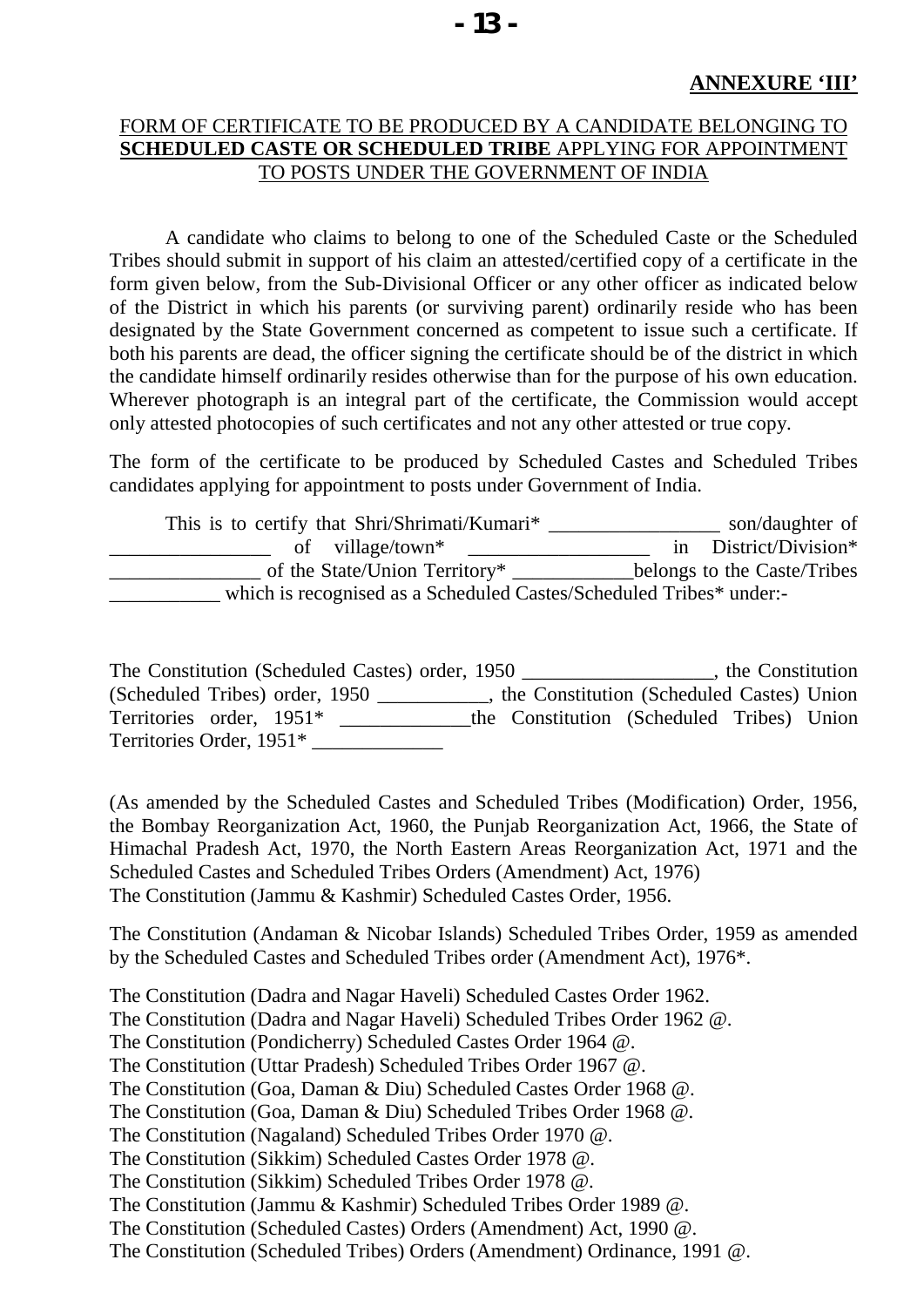**ANNEXURE 'III'**

FORM OF CERTIFICATE TO BE PRODUCED BY A CANDIDATE BELONGING TO **SCHEDULED CASTE OR SCHEDULED TRIBE** APPLYING FOR APPOINTMENT TO POSTS UNDER THE GOVERNMENT OF INDIA

A candidate who claims to belong to one of the Scheduled Caste or the Scheduled Tribes should submit in support of his claim an attested/certified copy of a certificate in the form given below, from the Sub-Divisional Officer or any other officer as indicated below of the District in which his parents (or surviving parent) ordinarily reside who has been designated by the State Government concerned as competent to issue such a certificate. If both his parents are dead, the officer signing the certificate should be of the district in which the candidate himself ordinarily resides otherwise than for the purpose of his own education. Wherever photograph is an integral part of the certificate, the Commission would accept only attested photocopies of such certificates and not any other attested or true copy.

The form of the certificate to be produced by Scheduled Castes and Scheduled Tribes candidates applying for appointment to posts under Government of India.

This is to certify that Shri/Shrimati/Kumari* _________________ son/daughter of ________________ of village/town* __________________ in District/Division* _______________ of the State/Union Territory* ____________belongs to the Caste/Tribes ___________ which is recognised as a Scheduled Castes/Scheduled Tribes* under:-

The Constitution (Scheduled Castes) order, 1950 ___________________, the Constitution (Scheduled Tribes) order, 1950 ___________, the Constitution (Scheduled Castes) Union Territories order, 1951* _____________the Constitution (Scheduled Tribes) Union Territories Order, 1951* _____________

(As amended by the Scheduled Castes and Scheduled Tribes (Modification) Order, 1956, the Bombay Reorganization Act, 1960, the Punjab Reorganization Act, 1966, the State of Himachal Pradesh Act, 1970, the North Eastern Areas Reorganization Act, 1971 and the Scheduled Castes and Scheduled Tribes Orders (Amendment) Act, 1976)
The Constitution (Jammu & Kashmir) Scheduled Castes Order, 1956.

The Constitution (Andaman & Nicobar Islands) Scheduled Tribes Order, 1959 as amended by the Scheduled Castes and Scheduled Tribes order (Amendment Act), 1976*.

The Constitution (Dadra and Nagar Haveli) Scheduled Castes Order 1962.
The Constitution (Dadra and Nagar Haveli) Scheduled Tribes Order 1962 @.
The Constitution (Pondicherry) Scheduled Castes Order 1964 @.
The Constitution (Uttar Pradesh) Scheduled Tribes Order 1967 @.
The Constitution (Goa, Daman & Diu) Scheduled Castes Order 1968 @.
The Constitution (Goa, Daman & Diu) Scheduled Tribes Order 1968 @.
The Constitution (Nagaland) Scheduled Tribes Order 1970 @.
The Constitution (Sikkim) Scheduled Castes Order 1978 @.
The Constitution (Sikkim) Scheduled Tribes Order 1978 @.
The Constitution (Jammu & Kashmir) Scheduled Tribes Order 1989 @.
The Constitution (Scheduled Castes) Orders (Amendment) Act, 1990 @.
The Constitution (Scheduled Tribes) Orders (Amendment) Ordinance, 1991 @.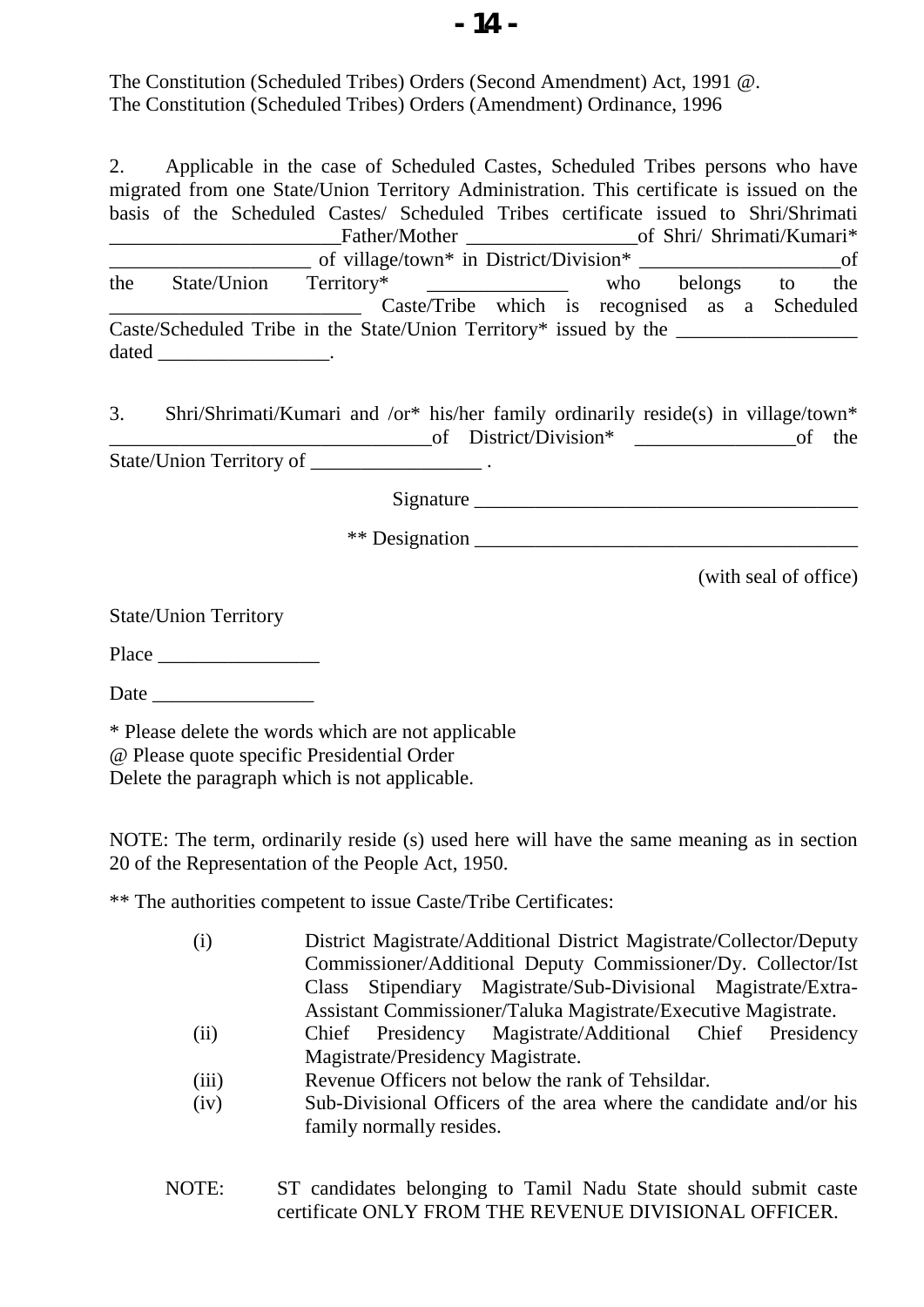The Constitution (Scheduled Tribes) Orders (Second Amendment) Act, 1991 @.
The Constitution (Scheduled Tribes) Orders (Amendment) Ordinance, 1996

2. Applicable in the case of Scheduled Castes, Scheduled Tribes persons who have migrated from one State/Union Territory Administration. This certificate is issued on the basis of the Scheduled Castes/ Scheduled Tribes certificate issued to Shri/Shrimati ______________________Father/Mother _________________of Shri/ Shrimati/Kumari* ____________________ of village/town* in District/Division* ____________________of the State/Union Territory* ______________ who belongs to the _________________________ Caste/Tribe which is recognised as a Scheduled Caste/Scheduled Tribe in the State/Union Territory* issued by the __________________ dated _________________.

3. Shri/Shrimati/Kumari and /or* his/her family ordinarily reside(s) in village/town* ________________________________of District/Division* ________________of the State/Union Territory of _________________ .

Signature ______________________________________

** Designation ______________________________________

(with seal of office)

State/Union Territory

Place ________________

Date ________________

* Please delete the words which are not applicable
@ Please quote specific Presidential Order
Delete the paragraph which is not applicable.

NOTE: The term, ordinarily reside (s) used here will have the same meaning as in section 20 of the Representation of the People Act, 1950.

** The authorities competent to issue Caste/Tribe Certificates:

(i) District Magistrate/Additional District Magistrate/Collector/Deputy Commissioner/Additional Deputy Commissioner/Dy. Collector/Ist Class Stipendiary Magistrate/Sub-Divisional Magistrate/Extra-Assistant Commissioner/Taluka Magistrate/Executive Magistrate.
(ii) Chief Presidency Magistrate/Additional Chief Presidency Magistrate/Presidency Magistrate.
(iii) Revenue Officers not below the rank of Tehsildar.
(iv) Sub-Divisional Officers of the area where the candidate and/or his family normally resides.

NOTE: ST candidates belonging to Tamil Nadu State should submit caste certificate ONLY FROM THE REVENUE DIVISIONAL OFFICER.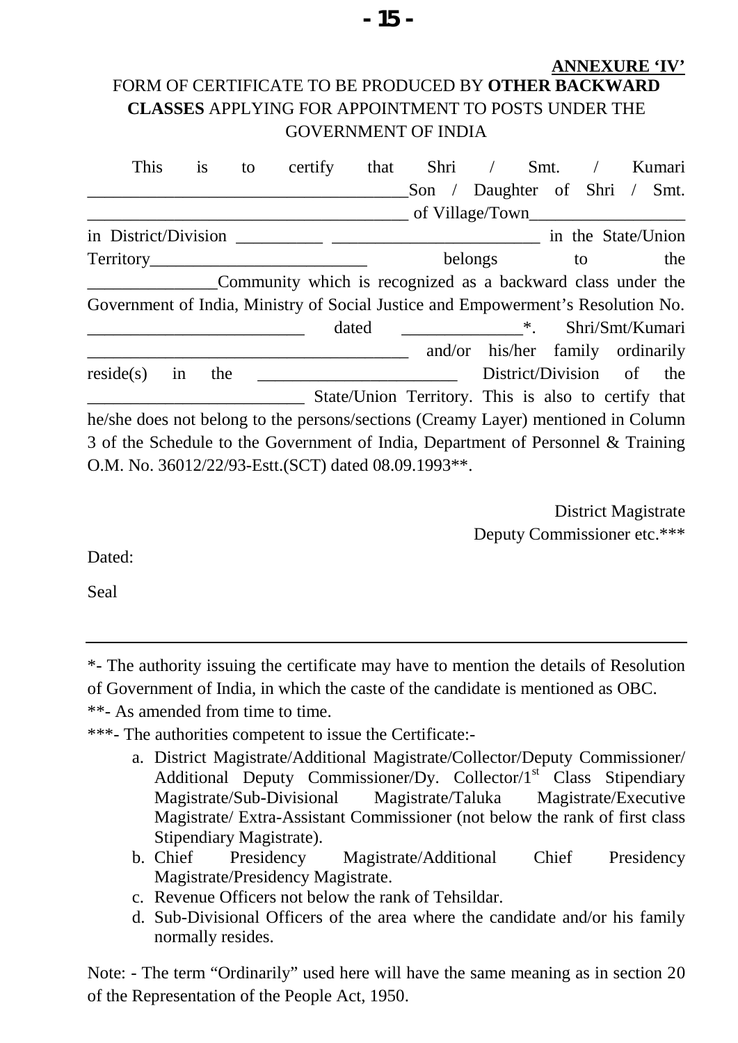**ANNEXURE 'IV'**

FORM OF CERTIFICATE TO BE PRODUCED BY **OTHER BACKWARD CLASSES** APPLYING FOR APPOINTMENT TO POSTS UNDER THE GOVERNMENT OF INDIA

This is to certify that Shri / Smt. / Kumari \_\_\_\_\_\_\_\_\_\_\_\_\_\_\_\_\_\_\_\_\_\_\_\_\_\_\_\_\_\_\_\_\_\_\_\_\_\_Son / Daughter of Shri / Smt. \_\_\_\_\_\_\_\_\_\_\_\_\_\_\_\_\_\_\_\_\_\_\_\_\_\_\_\_\_\_\_\_\_\_\_\_\_\_\_ of Village/Town\_\_\_\_\_\_\_\_\_\_\_\_\_\_\_\_\_\_\_ in District/Division \_\_\_\_\_\_\_\_\_\_ \_\_\_\_\_\_\_\_\_\_\_\_\_\_\_\_\_\_\_\_\_\_\_\_\_ in the State/Union Territory\_\_\_\_\_\_\_\_\_\_\_\_\_\_\_\_\_\_\_\_\_\_\_\_\_ belongs to the \_\_\_\_\_\_\_\_\_\_\_\_\_\_\_Community which is recognized as a backward class under the Government of India, Ministry of Social Justice and Empowerment's Resolution No. \_\_\_\_\_\_\_\_\_\_\_\_\_\_\_\_\_\_\_\_\_\_\_\_\_ dated \_\_\_\_\_\_\_\_\_\_\_\_\_\_\*. Shri/Smt/Kumari \_\_\_\_\_\_\_\_\_\_\_\_\_\_\_\_\_\_\_\_\_\_\_\_\_\_\_\_\_\_\_\_\_\_\_\_\_\_ and/or his/her family ordinarily reside(s) in the \_\_\_\_\_\_\_\_\_\_\_\_\_\_\_\_\_\_\_\_\_\_\_ District/Division of the \_\_\_\_\_\_\_\_\_\_\_\_\_\_\_\_\_\_\_\_\_\_\_\_\_ State/Union Territory. This is also to certify that he/she does not belong to the persons/sections (Creamy Layer) mentioned in Column 3 of the Schedule to the Government of India, Department of Personnel & Training O.M. No. 36012/22/93-Estt.(SCT) dated 08.09.1993\*\*.

District Magistrate
Deputy Commissioner etc.\*\*\*

Dated:

Seal

---

\*- The authority issuing the certificate may have to mention the details of Resolution of Government of India, in which the caste of the candidate is mentioned as OBC.

\*\*- As amended from time to time.

\*\*\*- The authorities competent to issue the Certificate:-

a. District Magistrate/Additional Magistrate/Collector/Deputy Commissioner/ Additional Deputy Commissioner/Dy. Collector/1st Class Stipendiary Magistrate/Sub-Divisional Magistrate/Taluka Magistrate/Executive Magistrate/ Extra-Assistant Commissioner (not below the rank of first class Stipendiary Magistrate).
b. Chief Presidency Magistrate/Additional Chief Presidency Magistrate/Presidency Magistrate.
c. Revenue Officers not below the rank of Tehsildar.
d. Sub-Divisional Officers of the area where the candidate and/or his family normally resides.

Note: - The term "Ordinarily" used here will have the same meaning as in section 20 of the Representation of the People Act, 1950.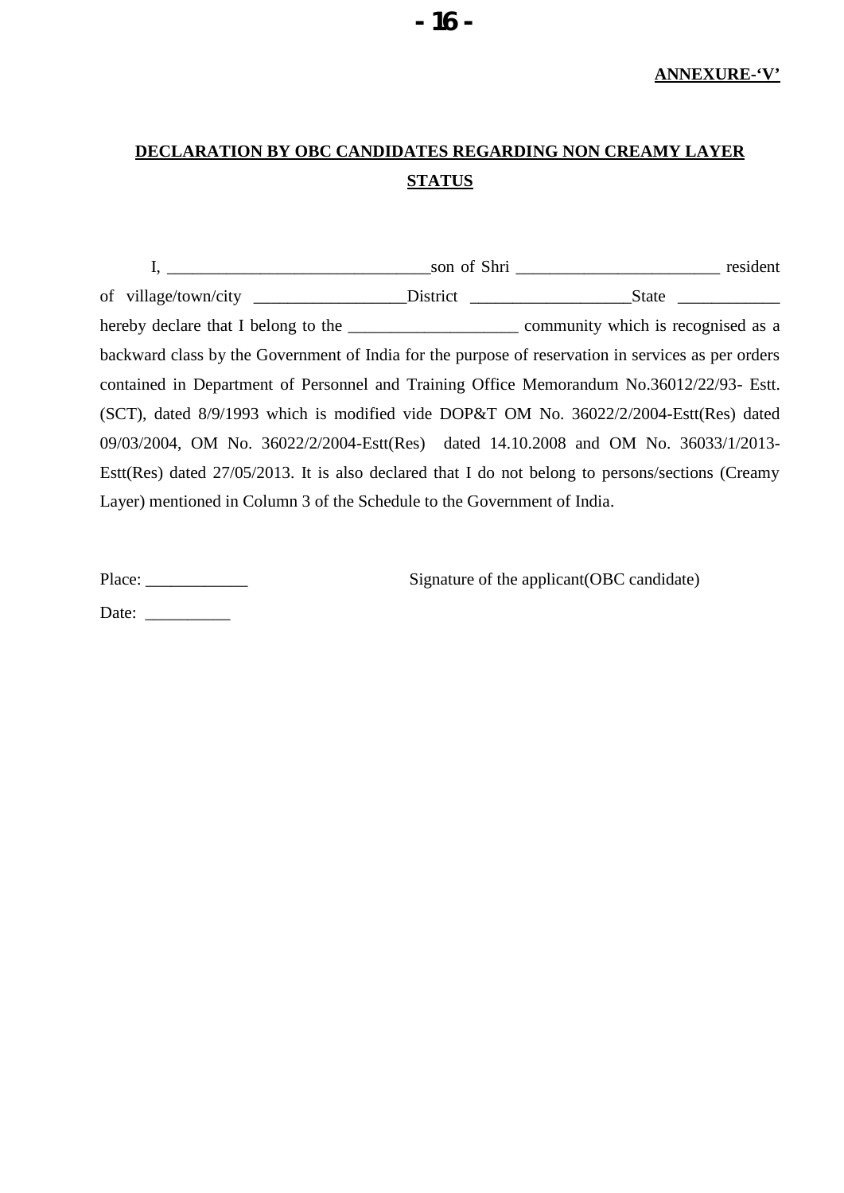**ANNEXURE-'V'**

## DECLARATION BY OBC CANDIDATES REGARDING NON CREAMY LAYER STATUS

I, ______________________________son of Shri ________________________ resident of village/town/city _________________District __________________State ____________ hereby declare that I belong to the ___________________ community which is recognised as a backward class by the Government of India for the purpose of reservation in services as per orders contained in Department of Personnel and Training Office Memorandum No.36012/22/93- Estt. (SCT), dated 8/9/1993 which is modified vide DOP&T OM No. 36022/2/2004-Estt(Res) dated 09/03/2004, OM No. 36022/2/2004-Estt(Res) dated 14.10.2008 and OM No. 36033/1/2013-Estt(Res) dated 27/05/2013. It is also declared that I do not belong to persons/sections (Creamy Layer) mentioned in Column 3 of the Schedule to the Government of India.

Place: ____________ Signature of the applicant(OBC candidate)

Date: __________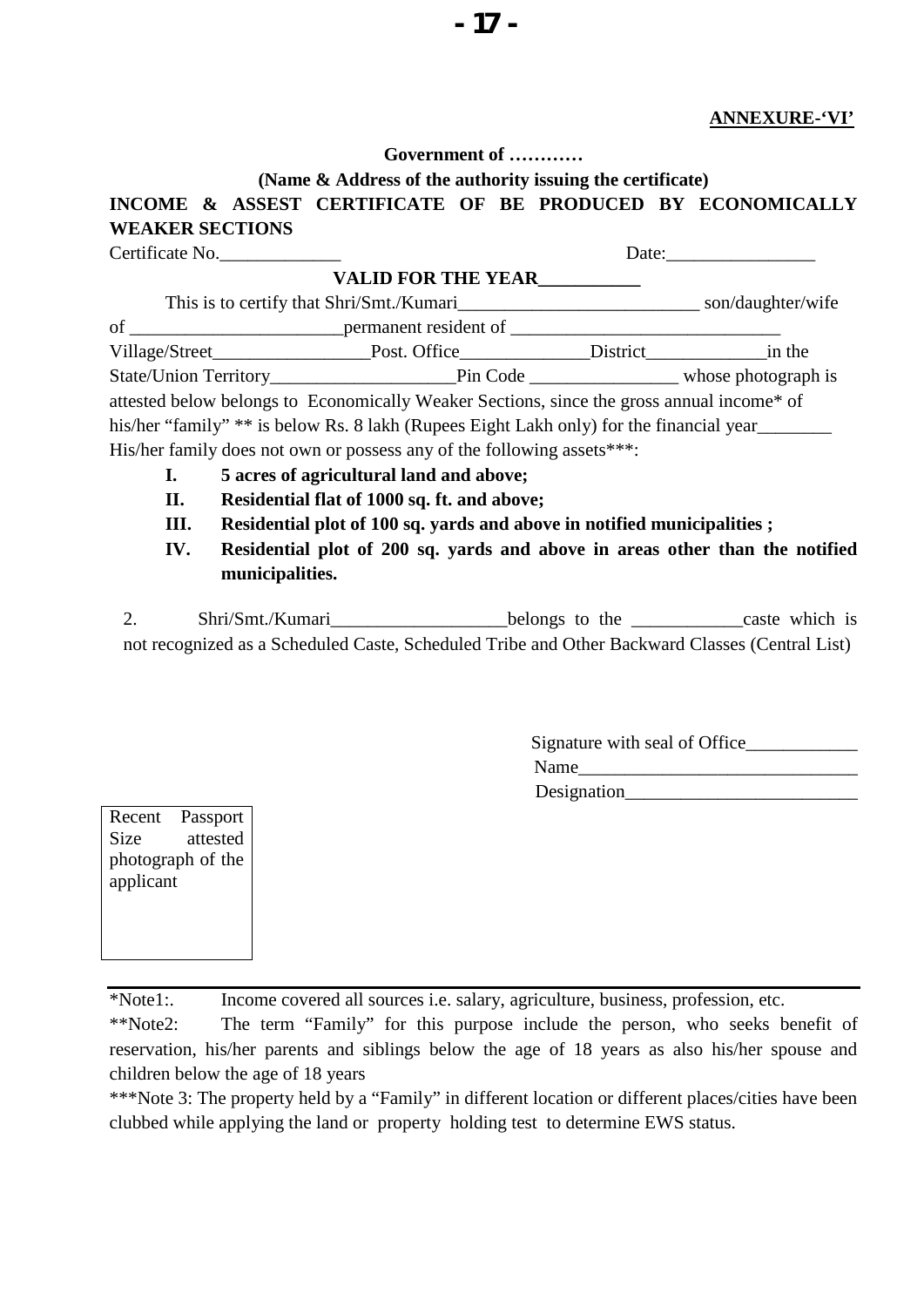**ANNEXURE-'VI'**

**Government of …………**

**(Name & Address of the authority issuing the certificate)**

**INCOME & ASSEST CERTIFICATE OF BE PRODUCED BY ECONOMICALLY WEAKER SECTIONS**

Certificate No.\_\_\_\_\_\_\_\_\_\_\_\_\_ Date:\_\_\_\_\_\_\_\_\_\_\_\_\_\_\_\_

**VALID FOR THE YEAR\_\_\_\_\_\_\_\_\_\_\_**

This is to certify that Shri/Smt./Kumari\_\_\_\_\_\_\_\_\_\_\_\_\_\_\_\_\_\_\_\_\_\_\_\_\_\_ son/daughter/wife of \_\_\_\_\_\_\_\_\_\_\_\_\_\_\_\_\_\_\_\_\_\_\_permanent resident of \_\_\_\_\_\_\_\_\_\_\_\_\_\_\_\_\_\_\_\_\_\_\_\_\_\_\_\_\_ Village/Street\_\_\_\_\_\_\_\_\_\_\_\_\_\_\_\_\_Post. Office\_\_\_\_\_\_\_\_\_\_\_\_\_\_District\_\_\_\_\_\_\_\_\_\_\_\_\_in the State/Union Territory\_\_\_\_\_\_\_\_\_\_\_\_\_\_\_\_\_\_\_\_Pin Code \_\_\_\_\_\_\_\_\_\_\_\_\_\_\_\_ whose photograph is attested below belongs to Economically Weaker Sections, since the gross annual income* of his/her "family" ** is below Rs. 8 lakh (Rupees Eight Lakh only) for the financial year\_\_\_\_\_\_\_\_ His/her family does not own or possess any of the following assets***:

- **I. 5 acres of agricultural land and above;**
- **II. Residential flat of 1000 sq. ft. and above;**
- **III. Residential plot of 100 sq. yards and above in notified municipalities ;**
- **IV. Residential plot of 200 sq. yards and above in areas other than the notified municipalities.**

2. Shri/Smt./Kumari\_\_\_\_\_\_\_\_\_\_\_\_\_\_\_\_\_\_\_belongs to the \_\_\_\_\_\_\_\_\_\_\_\_caste which is not recognized as a Scheduled Caste, Scheduled Tribe and Other Backward Classes (Central List)

Signature with seal of Office\_\_\_\_\_\_\_\_\_\_\_\_

Name\_\_\_\_\_\_\_\_\_\_\_\_\_\_\_\_\_\_\_\_\_\_\_\_\_\_\_\_\_\_

Designation\_\_\_\_\_\_\_\_\_\_\_\_\_\_\_\_\_\_\_\_\_\_\_\_\_

| Recent Passport Size attested photograph of the applicant |
|---|

*Note1:. Income covered all sources i.e. salary, agriculture, business, profession, etc.

**Note2: The term "Family" for this purpose include the person, who seeks benefit of reservation, his/her parents and siblings below the age of 18 years as also his/her spouse and children below the age of 18 years

***Note 3: The property held by a "Family" in different location or different places/cities have been clubbed while applying the land or property holding test to determine EWS status.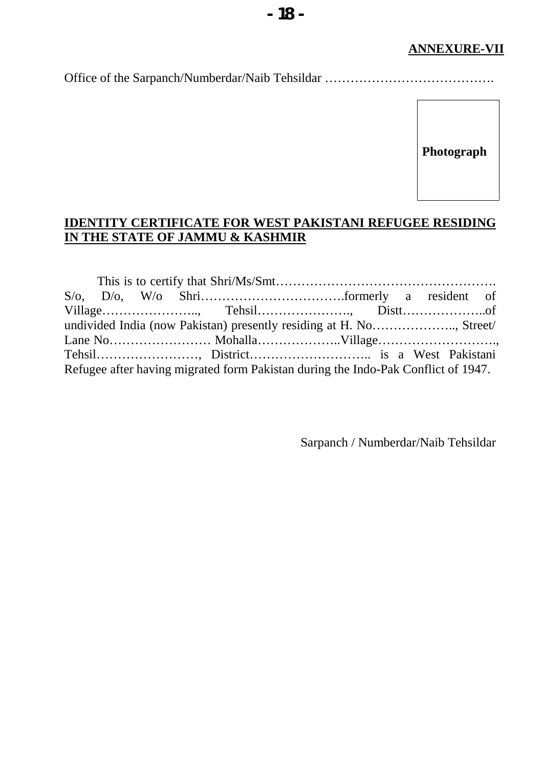**ANNEXURE-VII**

Office of the Sarpanch/Numberdar/Naib Tehsildar ………………………………….

Photograph

**IDENTITY CERTIFICATE FOR WEST PAKISTANI REFUGEE RESIDING IN THE STATE OF JAMMU & KASHMIR**

This is to certify that Shri/Ms/Smt……………………………………………. S/o, D/o, W/o Shri…………………………….formerly a resident of Village………………….., Tehsil…………………., Distt………………..of undivided India (now Pakistan) presently residing at H. No……………….., Street/ Lane No…………………… Mohalla………………..Village………………………., Tehsil……………………, District……………………….. is a West Pakistani Refugee after having migrated form Pakistan during the Indo-Pak Conflict of 1947.

Sarpanch / Numberdar/Naib Tehsildar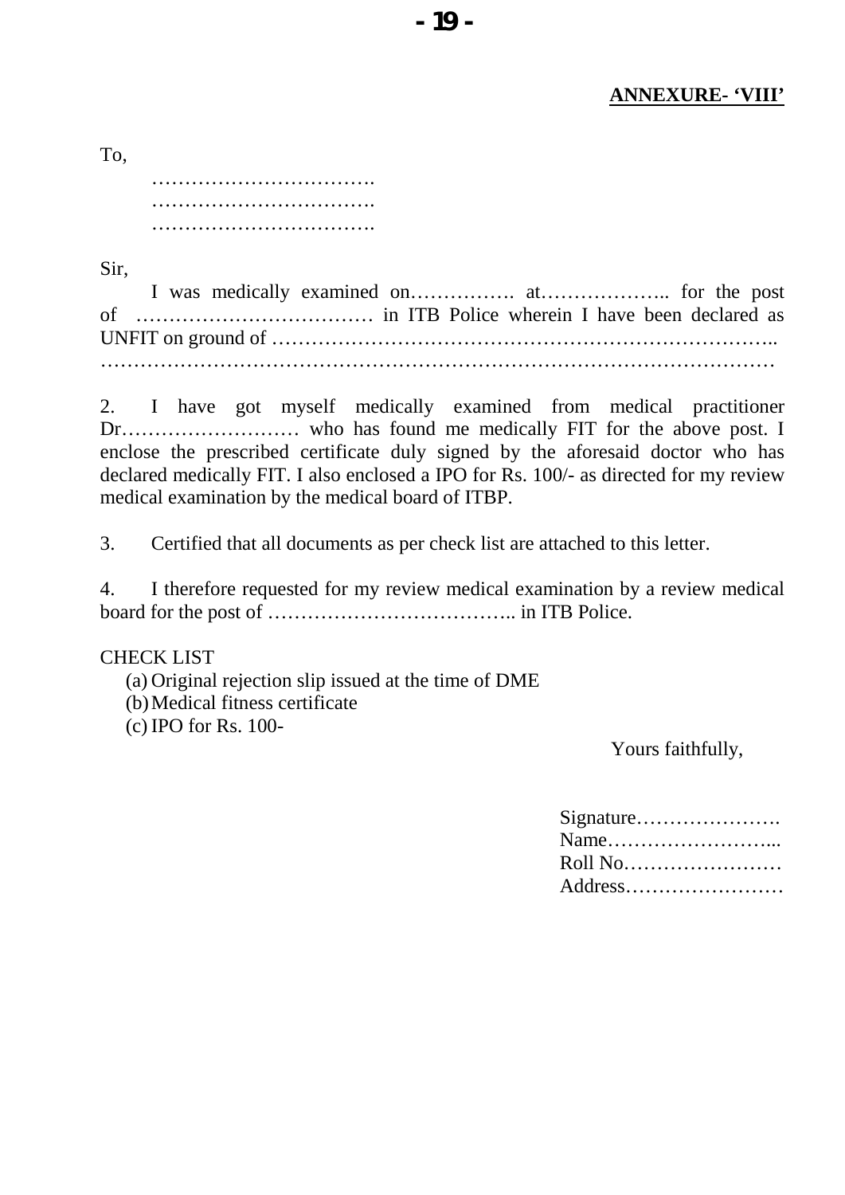**ANNEXURE- 'VIII'**

To,

……………………………….
……………………………….
……………………………….

Sir,

I was medically examined on……………. at……………….. for the post of ……………………………… in ITB Police wherein I have been declared as UNFIT on ground of ……………………………………………………………….. ………………………………………………………………………………………

2. I have got myself medically examined from medical practitioner Dr……………………… who has found me medically FIT for the above post. I enclose the prescribed certificate duly signed by the aforesaid doctor who has declared medically FIT. I also enclosed a IPO for Rs. 100/- as directed for my review medical examination by the medical board of ITBP.

3. Certified that all documents as per check list are attached to this letter.

4. I therefore requested for my review medical examination by a review medical board for the post of ……………………………….. in ITB Police.

CHECK LIST

(a) Original rejection slip issued at the time of DME
(b) Medical fitness certificate
(c) IPO for Rs. 100-

Yours faithfully,

Signature………………….
Name……………………...
Roll No……………………
Address……………………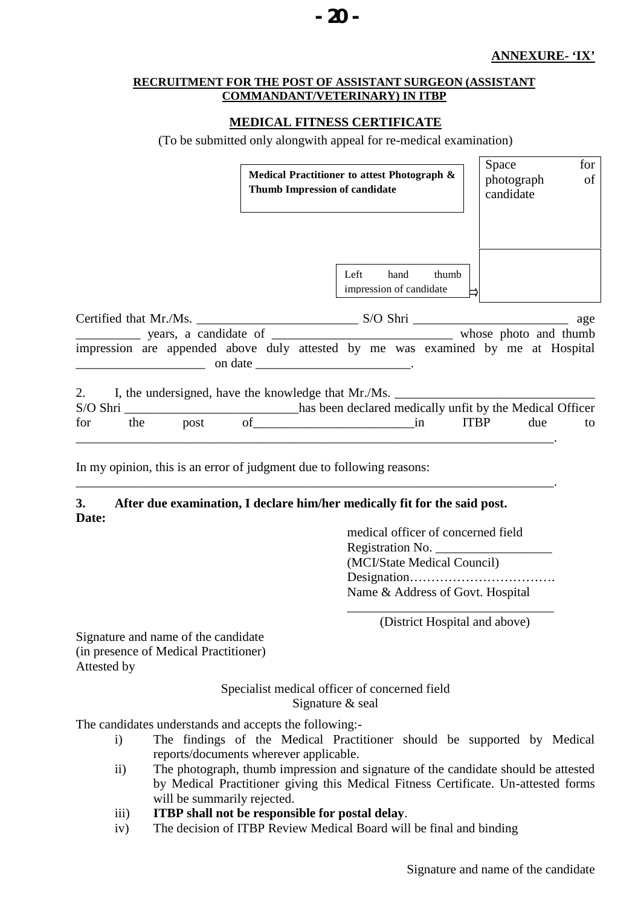**ANNEXURE- 'IX'**

**RECRUITMENT FOR THE POST OF ASSISTANT SURGEON (ASSISTANT COMMANDANT/VETERINARY) IN ITBP**

**MEDICAL FITNESS CERTIFICATE**

(To be submitted only alongwith appeal for re-medical examination)

**Medical Practitioner to attest Photograph & Thumb Impression of candidate**

Space for photograph of candidate

Left hand thumb impression of candidate ⇨

Certified that Mr./Ms. _________________________ S/O Shri ________________________ age __________ years, a candidate of ____________________________ whose photo and thumb impression are appended above duly attested by me was examined by me at Hospital ____________________ on date ________________________.

2. I, the undersigned, have the knowledge that Mr./Ms. ______________________________ S/O Shri __________________________has been declared medically unfit by the Medical Officer for the post of________________________in ITBP due to ___________________________________________________________________________.

In my opinion, this is an error of judgment due to following reasons: ___________________________________________________________________________.

**3. After due examination, I declare him/her medically fit for the said post.**

**Date:**

medical officer of concerned field
Registration No. __________________
(MCI/State Medical Council)
Designation…………………………….
Name & Address of Govt. Hospital
________________________________
(District Hospital and above)

Signature and name of the candidate
(in presence of Medical Practitioner)
Attested by

Specialist medical officer of concerned field
Signature & seal

The candidates understands and accepts the following:-

i) The findings of the Medical Practitioner should be supported by Medical reports/documents wherever applicable.
ii) The photograph, thumb impression and signature of the candidate should be attested by Medical Practitioner giving this Medical Fitness Certificate. Un-attested forms will be summarily rejected.
iii) **ITBP shall not be responsible for postal delay**.
iv) The decision of ITBP Review Medical Board will be final and binding

Signature and name of the candidate